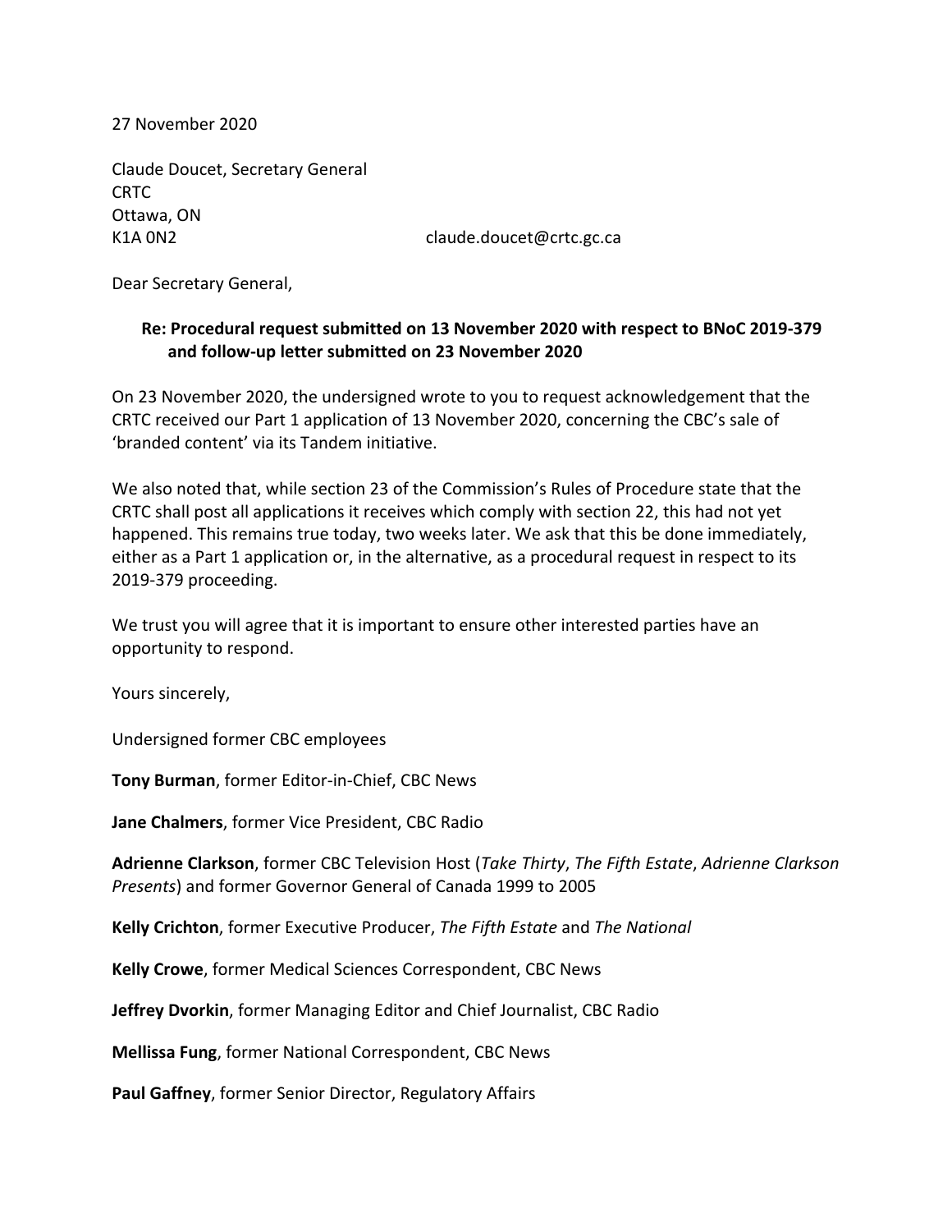27 November 2020

Claude Doucet, Secretary General
CRTC
Ottawa, ON
K1A 0N2 claude.doucet@crtc.gc.ca

Dear Secretary General,

**Re: Procedural request submitted on 13 November 2020 with respect to BNoC 2019-379 and follow-up letter submitted on 23 November 2020**

On 23 November 2020, the undersigned wrote to you to request acknowledgement that the CRTC received our Part 1 application of 13 November 2020, concerning the CBC's sale of 'branded content' via its Tandem initiative.

We also noted that, while section 23 of the Commission's Rules of Procedure state that the CRTC shall post all applications it receives which comply with section 22, this had not yet happened. This remains true today, two weeks later. We ask that this be done immediately, either as a Part 1 application or, in the alternative, as a procedural request in respect to its 2019-379 proceeding.

We trust you will agree that it is important to ensure other interested parties have an opportunity to respond.

Yours sincerely,

Undersigned former CBC employees

**Tony Burman**, former Editor-in-Chief, CBC News

**Jane Chalmers**, former Vice President, CBC Radio

**Adrienne Clarkson**, former CBC Television Host (*Take Thirty*, *The Fifth Estate*, *Adrienne Clarkson Presents*) and former Governor General of Canada 1999 to 2005

**Kelly Crichton**, former Executive Producer, *The Fifth Estate* and *The National*

**Kelly Crowe**, former Medical Sciences Correspondent, CBC News

**Jeffrey Dvorkin**, former Managing Editor and Chief Journalist, CBC Radio

**Mellissa Fung**, former National Correspondent, CBC News

**Paul Gaffney**, former Senior Director, Regulatory Affairs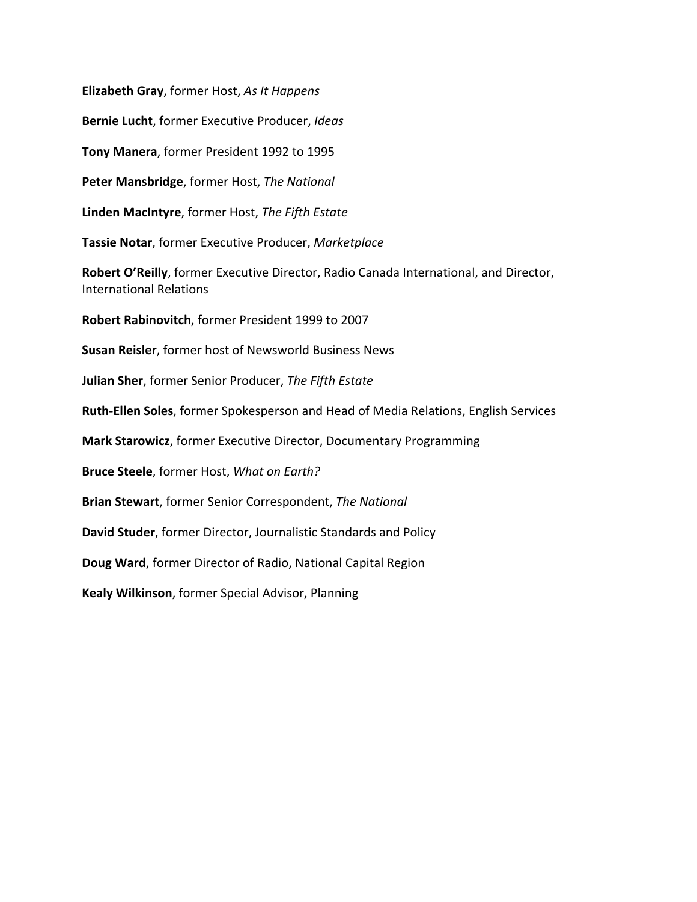**Elizabeth Gray**, former Host, *As It Happens*

**Bernie Lucht**, former Executive Producer, *Ideas*

**Tony Manera**, former President 1992 to 1995

**Peter Mansbridge**, former Host, *The National*

**Linden MacIntyre**, former Host, *The Fifth Estate*

**Tassie Notar**, former Executive Producer, *Marketplace*

**Robert O'Reilly**, former Executive Director, Radio Canada International, and Director, International Relations

**Robert Rabinovitch**, former President 1999 to 2007

**Susan Reisler**, former host of Newsworld Business News

**Julian Sher**, former Senior Producer, *The Fifth Estate*

**Ruth-Ellen Soles**, former Spokesperson and Head of Media Relations, English Services

**Mark Starowicz**, former Executive Director, Documentary Programming

**Bruce Steele**, former Host, *What on Earth?*

**Brian Stewart**, former Senior Correspondent, *The National*

**David Studer**, former Director, Journalistic Standards and Policy

**Doug Ward**, former Director of Radio, National Capital Region

**Kealy Wilkinson**, former Special Advisor, Planning